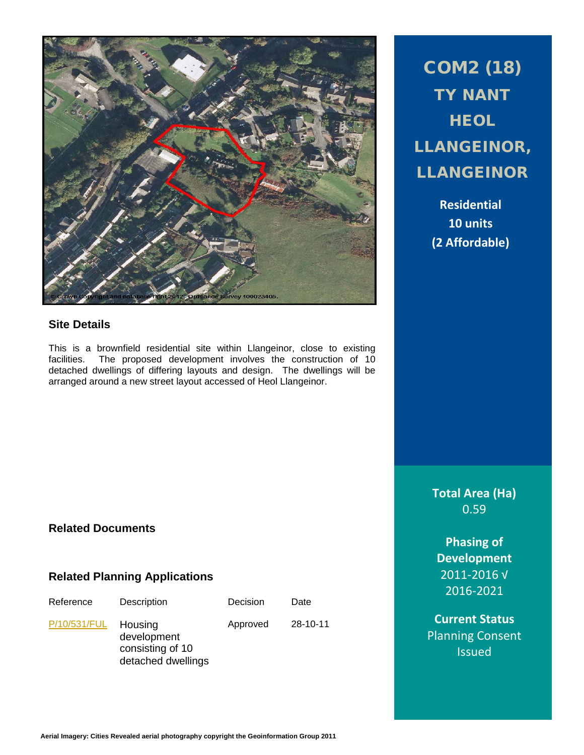# COM2 (18) TY NANT HEOL LLANGEINOR, LLANGEINOR

**Residential**
**10 units**
**(2 Affordable)**

## Site Details

This is a brownfield residential site within Llangeinor, close to existing facilities. The proposed development involves the construction of 10 detached dwellings of differing layouts and design. The dwellings will be arranged around a new street layout accessed of Heol Llangeinor.

## Related Documents

## Related Planning Applications

| Reference | Description | Decision | Date |
|---|---|---|---|
| P/10/531/FUL | Housing development consisting of 10 detached dwellings | Approved | 28-10-11 |

**Total Area (Ha)**
0.59

**Phasing of Development**
2011-2016 √
2016-2021

**Current Status**
Planning Consent Issued

**Aerial Imagery: Cities Revealed aerial photography copyright the Geoinformation Group 2011**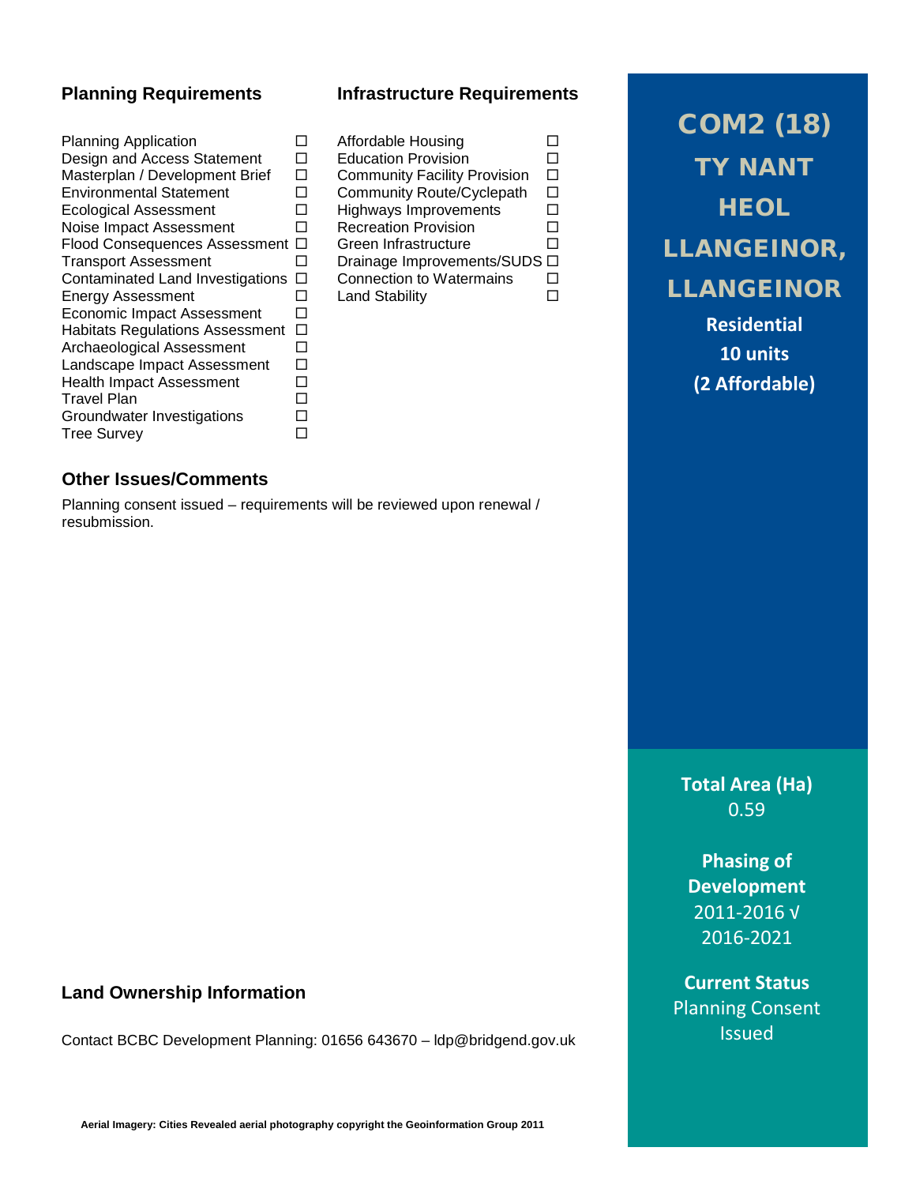## Planning Requirements

- Planning Application ☐
- Design and Access Statement ☐
- Masterplan / Development Brief ☐
- Environmental Statement ☐
- Ecological Assessment ☐
- Noise Impact Assessment ☐
- Flood Consequences Assessment ☐
- Transport Assessment ☐
- Contaminated Land Investigations ☐
- Energy Assessment ☐
- Economic Impact Assessment ☐
- Habitats Regulations Assessment ☐
- Archaeological Assessment ☐
- Landscape Impact Assessment ☐
- Health Impact Assessment ☐
- Travel Plan ☐
- Groundwater Investigations ☐
- Tree Survey ☐

## Infrastructure Requirements

- Affordable Housing ☐
- Education Provision ☐
- Community Facility Provision ☐
- Community Route/Cyclepath ☐
- Highways Improvements ☐
- Recreation Provision ☐
- Green Infrastructure ☐
- Drainage Improvements/SUDS ☐
- Connection to Watermains ☐
- Land Stability ☐

## Other Issues/Comments

Planning consent issued – requirements will be reviewed upon renewal / resubmission.

## Land Ownership Information

Contact BCBC Development Planning: 01656 643670 – ldp@bridgend.gov.uk

Aerial Imagery: Cities Revealed aerial photography copyright the Geoinformation Group 2011

# COM2 (18) TY NANT HEOL LLANGEINOR, LLANGEINOR

**Residential**
**10 units**
**(2 Affordable)**

**Total Area (Ha)**
0.59

**Phasing of Development**
2011-2016 √
2016-2021

**Current Status**
Planning Consent Issued